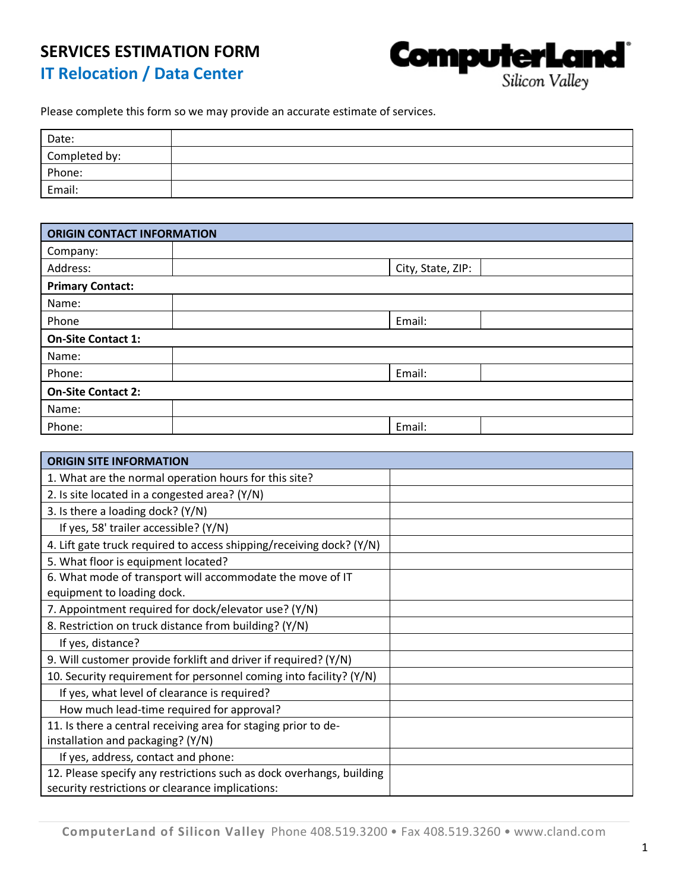# SERVICES ESTIMATION FORM

## IT Relocation / Data Center

ComputerLand Silicon Valley

Please complete this form so we may provide an accurate estimate of services.

| Date: | |
|---|---|
| Completed by: | |
| Phone: | |
| Email: | |

| **ORIGIN CONTACT INFORMATION** | | | |
|---|---|---|---|
| Company: | | | |
| Address: | | City, State, ZIP: | |
| **Primary Contact:** | | | |
| Name: | | | |
| Phone | | Email: | |
| **On-Site Contact 1:** | | | |
| Name: | | | |
| Phone: | | Email: | |
| **On-Site Contact 2:** | | | |
| Name: | | | |
| Phone: | | Email: | |

| **ORIGIN SITE INFORMATION** | |
|---|---|
| 1. What are the normal operation hours for this site? | |
| 2. Is site located in a congested area? (Y/N) | |
| 3. Is there a loading dock? (Y/N) | |
| If yes, 58' trailer accessible? (Y/N) | |
| 4. Lift gate truck required to access shipping/receiving dock? (Y/N) | |
| 5. What floor is equipment located? | |
| 6. What mode of transport will accommodate the move of IT equipment to loading dock. | |
| 7. Appointment required for dock/elevator use? (Y/N) | |
| 8. Restriction on truck distance from building? (Y/N) | |
| If yes, distance? | |
| 9. Will customer provide forklift and driver if required? (Y/N) | |
| 10. Security requirement for personnel coming into facility? (Y/N) | |
| If yes, what level of clearance is required? | |
| How much lead-time required for approval? | |
| 11. Is there a central receiving area for staging prior to de-installation and packaging? (Y/N) | |
| If yes, address, contact and phone: | |
| 12. Please specify any restrictions such as dock overhangs, building security restrictions or clearance implications: | |

**ComputerLand of Silicon Valley** Phone 408.519.3200 • Fax 408.519.3260 • www.cland.com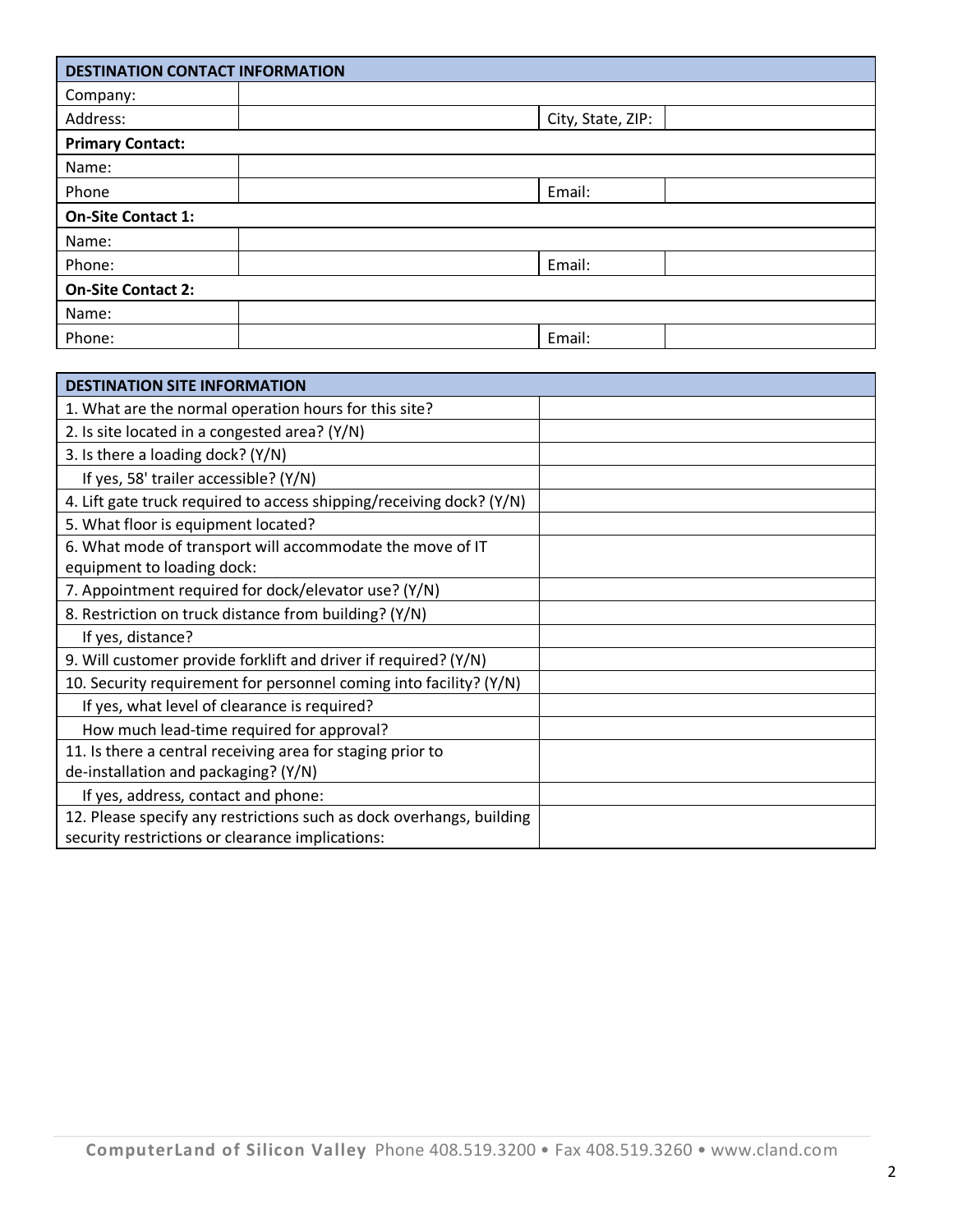| DESTINATION CONTACT INFORMATION | | | |
|---|---|---|---|
| Company: | | | |
| Address: | | City, State, ZIP: | |
| **Primary Contact:** | | | |
| Name: | | | |
| Phone | | Email: | |
| **On-Site Contact 1:** | | | |
| Name: | | | |
| Phone: | | Email: | |
| **On-Site Contact 2:** | | | |
| Name: | | | |
| Phone: | | Email: | |

| DESTINATION SITE INFORMATION | |
|---|---|
| 1. What are the normal operation hours for this site? | |
| 2. Is site located in a congested area? (Y/N) | |
| 3. Is there a loading dock? (Y/N) | |
| If yes, 58' trailer accessible? (Y/N) | |
| 4. Lift gate truck required to access shipping/receiving dock? (Y/N) | |
| 5. What floor is equipment located? | |
| 6. What mode of transport will accommodate the move of IT equipment to loading dock: | |
| 7. Appointment required for dock/elevator use? (Y/N) | |
| 8. Restriction on truck distance from building? (Y/N) | |
| If yes, distance? | |
| 9. Will customer provide forklift and driver if required? (Y/N) | |
| 10. Security requirement for personnel coming into facility? (Y/N) | |
| If yes, what level of clearance is required? | |
| How much lead-time required for approval? | |
| 11. Is there a central receiving area for staging prior to de-installation and packaging? (Y/N) | |
| If yes, address, contact and phone: | |
| 12. Please specify any restrictions such as dock overhangs, building security restrictions or clearance implications: | |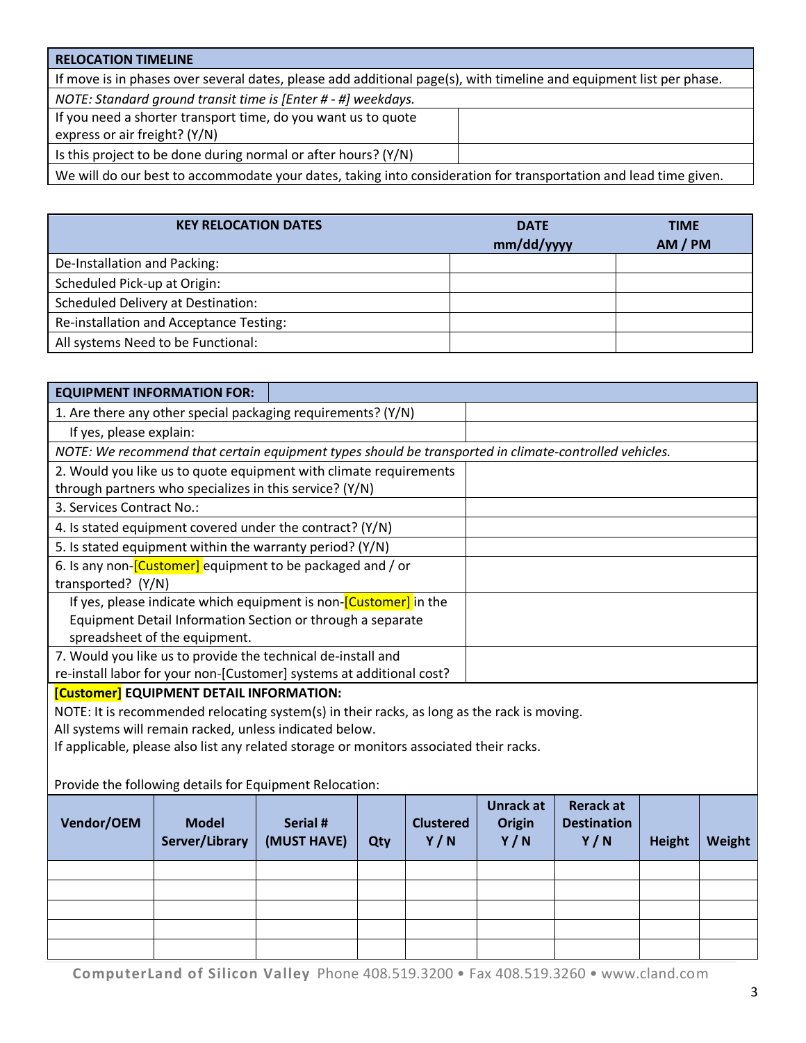| RELOCATION TIMELINE | |
|---|---|
| If move is in phases over several dates, please add additional page(s), with timeline and equipment list per phase. | |
| *NOTE: Standard ground transit time is [Enter # - #] weekdays.* | |
| If you need a shorter transport time, do you want us to quote express or air freight? (Y/N) | |
| Is this project to be done during normal or after hours? (Y/N) | |
| We will do our best to accommodate your dates, taking into consideration for transportation and lead time given. | |

| KEY RELOCATION DATES | DATE mm/dd/yyyy | TIME AM / PM |
|---|---|---|
| De-Installation and Packing: | | |
| Scheduled Pick-up at Origin: | | |
| Scheduled Delivery at Destination: | | |
| Re-installation and Acceptance Testing: | | |
| All systems Need to be Functional: | | |

| EQUIPMENT INFORMATION FOR: | |
|---|---|
| 1. Are there any other special packaging requirements? (Y/N) | |
| If yes, please explain: | |
| *NOTE: We recommend that certain equipment types should be transported in climate-controlled vehicles.* | |
| 2. Would you like us to quote equipment with climate requirements through partners who specializes in this service? (Y/N) | |
| 3. Services Contract No.: | |
| 4. Is stated equipment covered under the contract? (Y/N) | |
| 5. Is stated equipment within the warranty period? (Y/N) | |
| 6. Is any non-[Customer] equipment to be packaged and / or transported? (Y/N) | |
| If yes, please indicate which equipment is non-[Customer] in the Equipment Detail Information Section or through a separate spreadsheet of the equipment. | |
| 7. Would you like us to provide the technical de-install and re-install labor for your non-[Customer] systems at additional cost? | |

**[Customer] EQUIPMENT DETAIL INFORMATION:**

NOTE: It is recommended relocating system(s) in their racks, as long as the rack is moving.
All systems will remain racked, unless indicated below.
If applicable, please also list any related storage or monitors associated their racks.

Provide the following details for Equipment Relocation:

| Vendor/OEM | Model Server/Library | Serial # (MUST HAVE) | Qty | Clustered Y / N | Unrack at Origin Y / N | Rerack at Destination Y / N | Height | Weight |
|---|---|---|---|---|---|---|---|---|
| | | | | | | | | |
| | | | | | | | | |
| | | | | | | | | |
| | | | | | | | | |
| | | | | | | | | |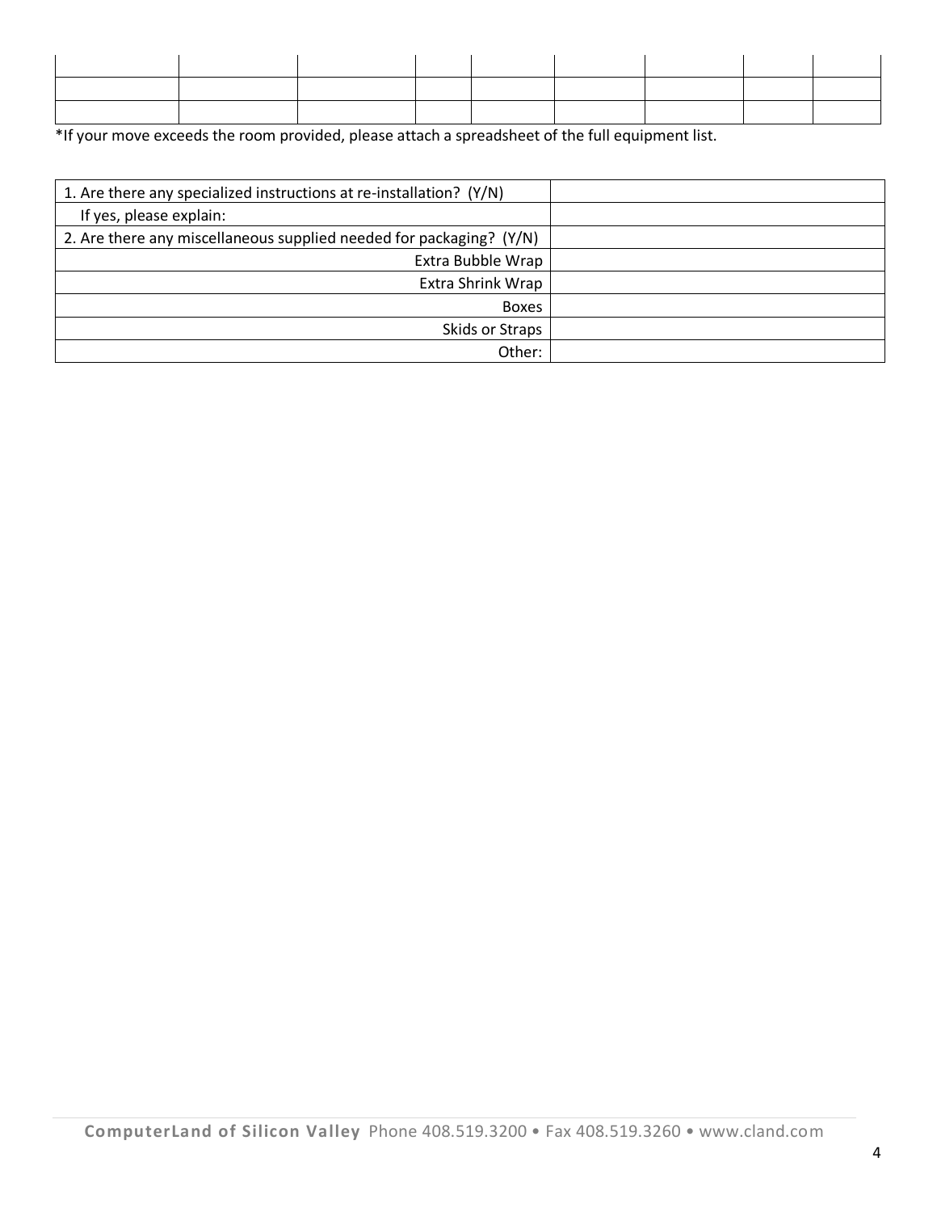| | | | | | | | | |
|---|---|---|---|---|---|---|---|---|
| | | | | | | | | |
| | | | | | | | | |
| | | | | | | | | |

*If your move exceeds the room provided, please attach a spreadsheet of the full equipment list.

| | |
|---|---|
| 1. Are there any specialized instructions at re-installation? (Y/N) | |
| If yes, please explain: | |
| 2. Are there any miscellaneous supplied needed for packaging? (Y/N) | |
| Extra Bubble Wrap | |
| Extra Shrink Wrap | |
| Boxes | |
| Skids or Straps | |
| Other: | |